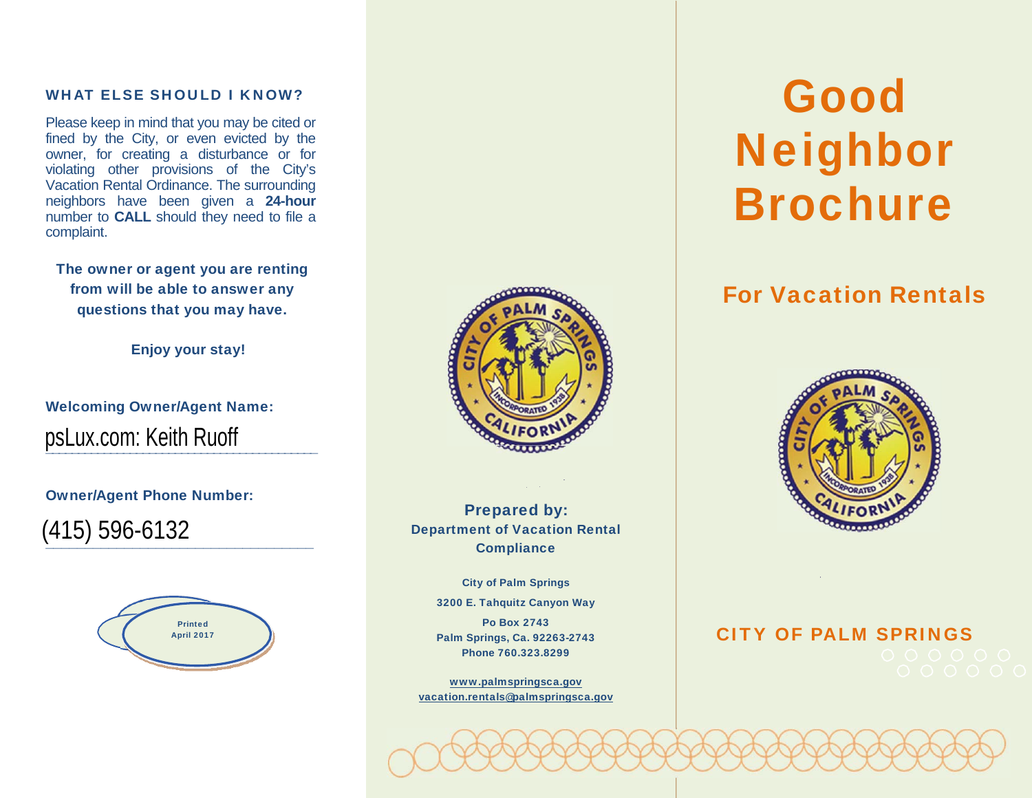## WHAT ELSE SHOULD I KNOW?

Please keep in mind that you may be cited or fined by the City, or even evicted by the owner, for creating a disturbance or for violating other provisions of the City's Vacation Rental Ordinance. The surrounding neighbors have been given a **24-hour** number to **CALL** should they need to file a complaint.

**The owner or agent you are renting from will be able to answer any questions that you may have.**

**Enjoy your stay!**

**Welcoming Owner/Agent Name:**

psLux.com: Keith Ruoff

**Owner/Agent Phone Number:**

(415) 596-6132

Printed April 2017

**Prepared by:**
**Department of Vacation Rental Compliance**

**City of Palm Springs**

**3200 E. Tahquitz Canyon Way**

**Po Box 2743**
**Palm Springs, Ca. 92263-2743**
**Phone 760.323.8299**

www.palmspringsca.gov
vacation.rentals@palmspringsca.gov

# Good Neighbor Brochure

## For Vacation Rentals

**CITY OF PALM SPRINGS**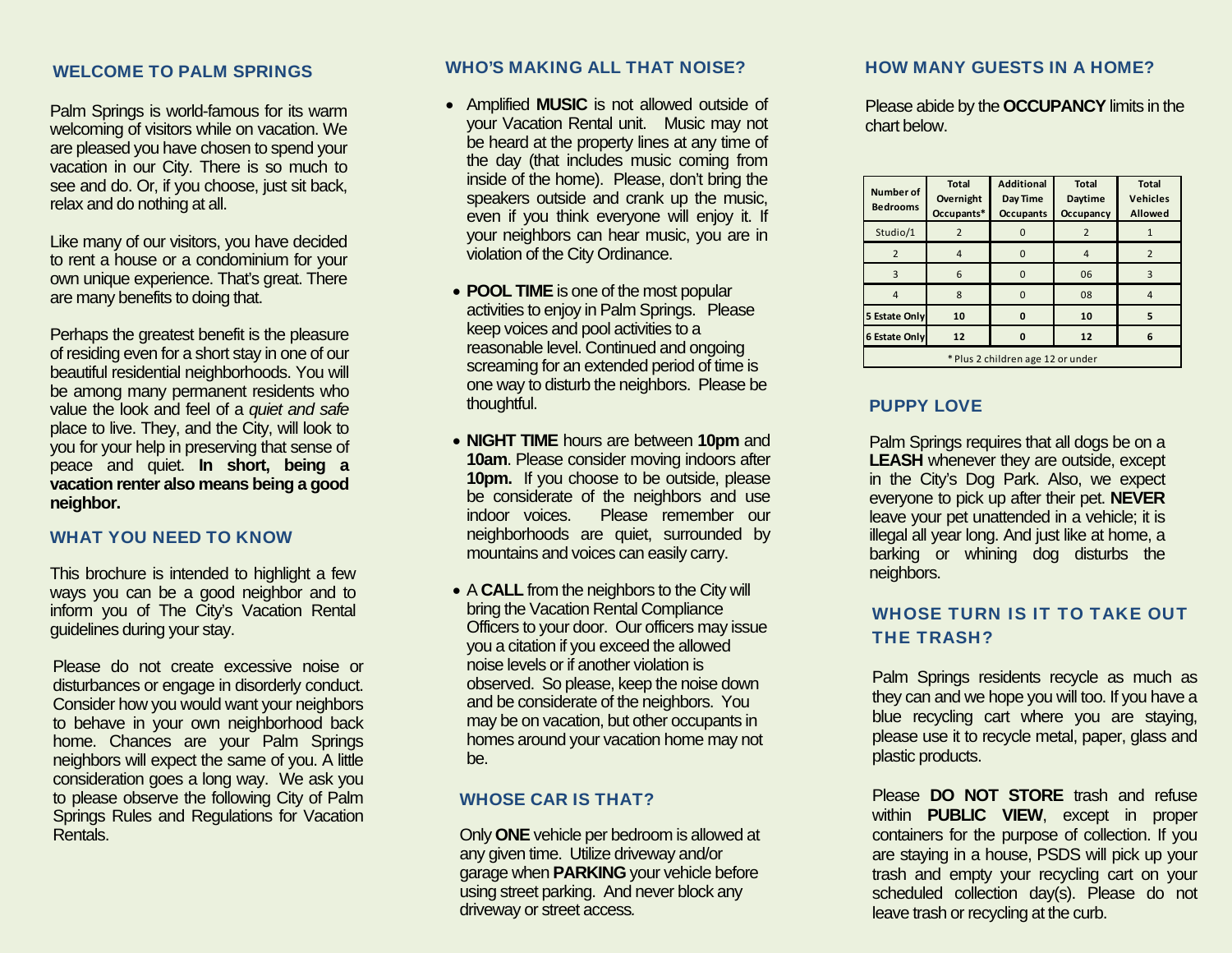## WELCOME TO PALM SPRINGS

Palm Springs is world-famous for its warm welcoming of visitors while on vacation. We are pleased you have chosen to spend your vacation in our City. There is so much to see and do. Or, if you choose, just sit back, relax and do nothing at all.

Like many of our visitors, you have decided to rent a house or a condominium for your own unique experience. That's great. There are many benefits to doing that.

Perhaps the greatest benefit is the pleasure of residing even for a short stay in one of our beautiful residential neighborhoods. You will be among many permanent residents who value the look and feel of a *quiet and safe* place to live. They, and the City, will look to you for your help in preserving that sense of peace and quiet. **In short, being a vacation renter also means being a good neighbor.**

## WHAT YOU NEED TO KNOW

This brochure is intended to highlight a few ways you can be a good neighbor and to inform you of The City's Vacation Rental guidelines during your stay.

Please do not create excessive noise or disturbances or engage in disorderly conduct. Consider how you would want your neighbors to behave in your own neighborhood back home. Chances are your Palm Springs neighbors will expect the same of you. A little consideration goes a long way. We ask you to please observe the following City of Palm Springs Rules and Regulations for Vacation Rentals.

## WHO'S MAKING ALL THAT NOISE?

- Amplified **MUSIC** is not allowed outside of your Vacation Rental unit. Music may not be heard at the property lines at any time of the day (that includes music coming from inside of the home). Please, don't bring the speakers outside and crank up the music, even if you think everyone will enjoy it. If your neighbors can hear music, you are in violation of the City Ordinance.
- **POOL TIME** is one of the most popular activities to enjoy in Palm Springs. Please keep voices and pool activities to a reasonable level. Continued and ongoing screaming for an extended period of time is one way to disturb the neighbors. Please be thoughtful.
- **NIGHT TIME** hours are between **10pm** and **10am**. Please consider moving indoors after **10pm.** If you choose to be outside, please be considerate of the neighbors and use indoor voices. Please remember our neighborhoods are quiet, surrounded by mountains and voices can easily carry.
- A **CALL** from the neighbors to the City will bring the Vacation Rental Compliance Officers to your door. Our officers may issue you a citation if you exceed the allowed noise levels or if another violation is observed. So please, keep the noise down and be considerate of the neighbors. You may be on vacation, but other occupants in homes around your vacation home may not be.

## WHOSE CAR IS THAT?

Only **ONE** vehicle per bedroom is allowed at any given time. Utilize driveway and/or garage when **PARKING** your vehicle before using street parking. And never block any driveway or street access.

## HOW MANY GUESTS IN A HOME?

Please abide by the **OCCUPANCY** limits in the chart below.

| Number of Bedrooms | Total Overnight Occupants* | Additional Day Time Occupants | Total Daytime Occupancy | Total Vehicles Allowed |
|---|---|---|---|---|
| Studio/1 | 2 | 0 | 2 | 1 |
| 2 | 4 | 0 | 4 | 2 |
| 3 | 6 | 0 | 06 | 3 |
| 4 | 8 | 0 | 08 | 4 |
| **5 Estate Only** | **10** | **0** | **10** | **5** |
| **6 Estate Only** | **12** | **0** | **12** | **6** |

\* Plus 2 children age 12 or under

## PUPPY LOVE

Palm Springs requires that all dogs be on a **LEASH** whenever they are outside, except in the City's Dog Park. Also, we expect everyone to pick up after their pet. **NEVER** leave your pet unattended in a vehicle; it is illegal all year long. And just like at home, a barking or whining dog disturbs the neighbors.

## WHOSE TURN IS IT TO TAKE OUT THE TRASH?

Palm Springs residents recycle as much as they can and we hope you will too. If you have a blue recycling cart where you are staying, please use it to recycle metal, paper, glass and plastic products.

Please **DO NOT STORE** trash and refuse within **PUBLIC VIEW**, except in proper containers for the purpose of collection. If you are staying in a house, PSDS will pick up your trash and empty your recycling cart on your scheduled collection day(s). Please do not leave trash or recycling at the curb.